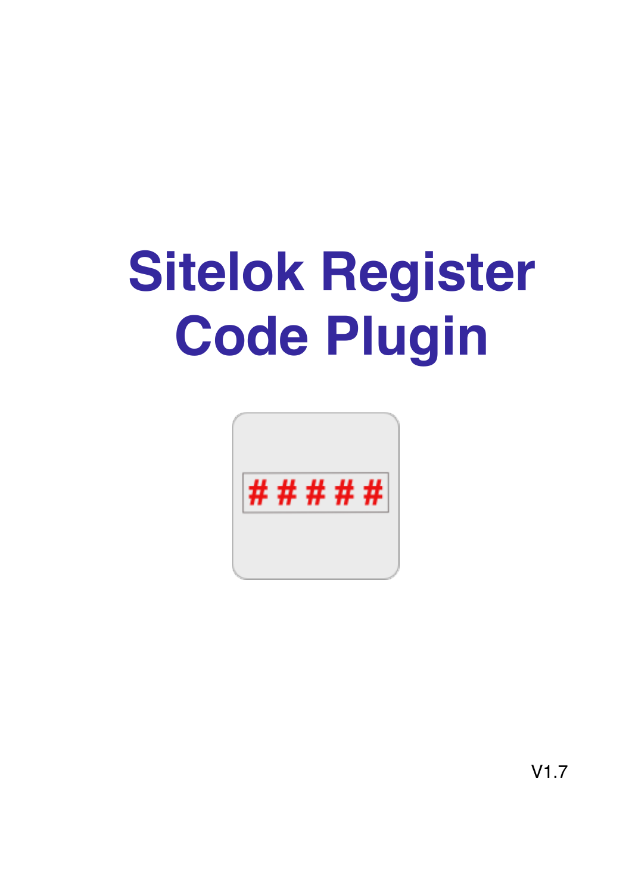# Sitelok Register Code Plugin

V1.7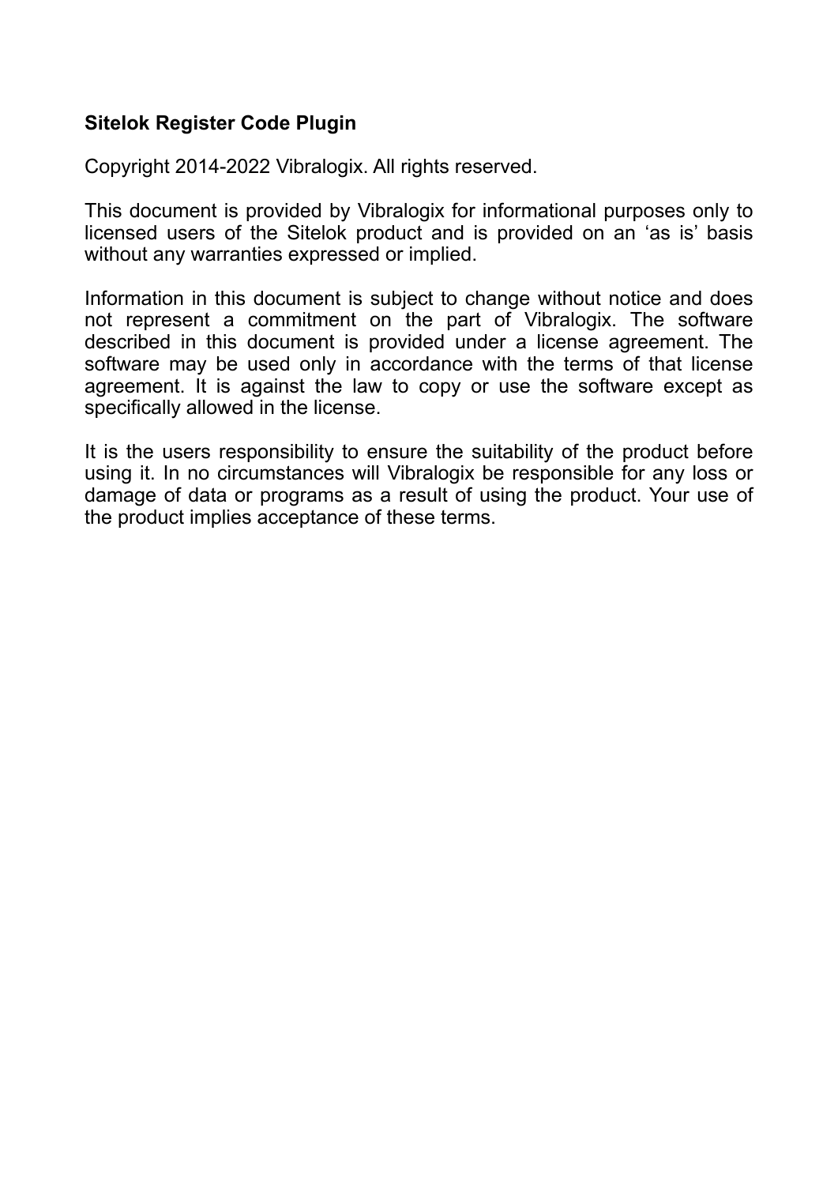**Sitelok Register Code Plugin**

Copyright 2014-2022 Vibralogix. All rights reserved.

This document is provided by Vibralogix for informational purposes only to licensed users of the Sitelok product and is provided on an ‘as is’ basis without any warranties expressed or implied.

Information in this document is subject to change without notice and does not represent a commitment on the part of Vibralogix. The software described in this document is provided under a license agreement. The software may be used only in accordance with the terms of that license agreement. It is against the law to copy or use the software except as specifically allowed in the license.

It is the users responsibility to ensure the suitability of the product before using it. In no circumstances will Vibralogix be responsible for any loss or damage of data or programs as a result of using the product. Your use of the product implies acceptance of these terms.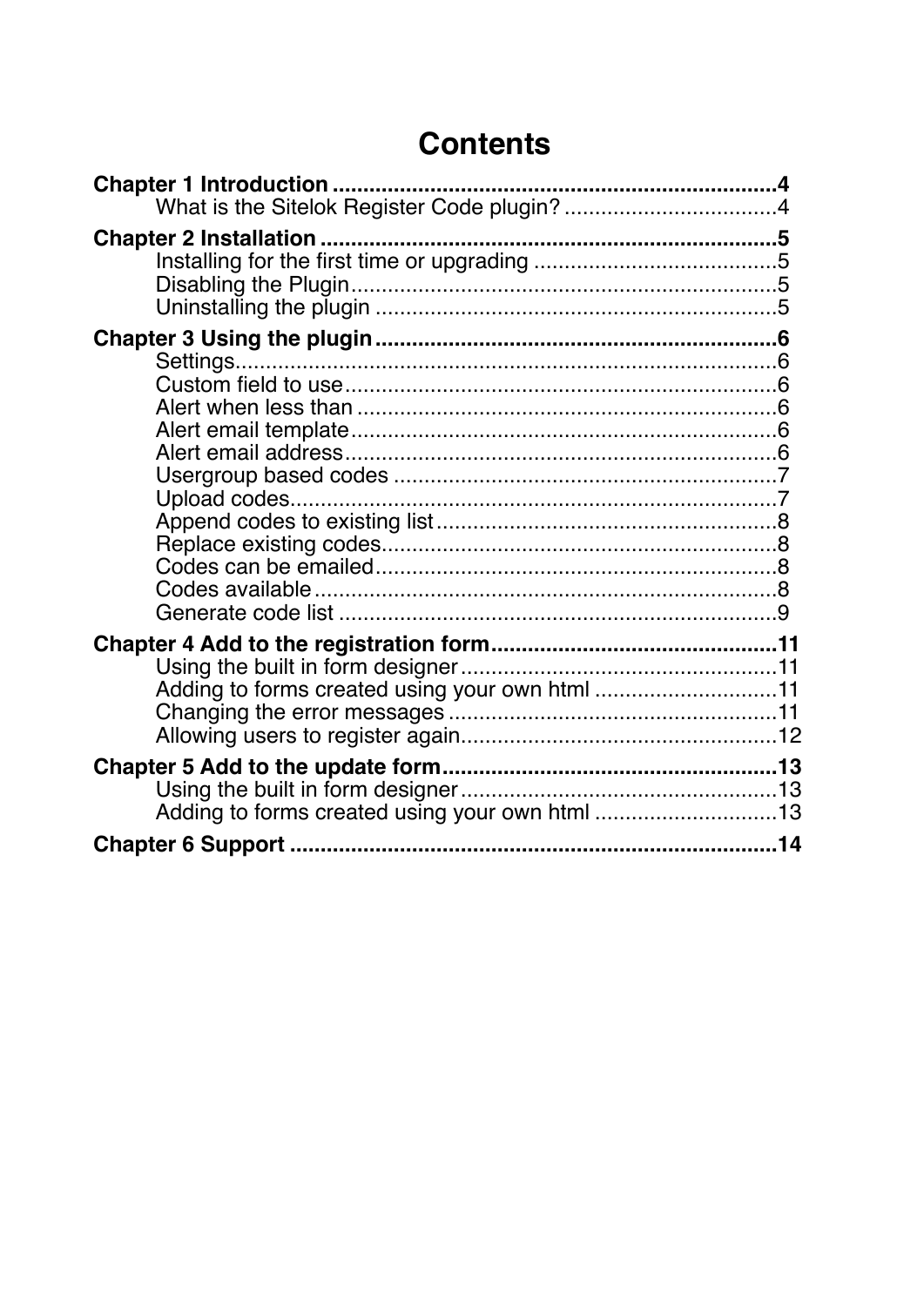# Contents

**Chapter 1 Introduction** ........................................................................**4**
- What is the Sitelok Register Code plugin? ...................................4

**Chapter 2 Installation** ..........................................................................**5**
- Installing for the first time or upgrading ........................................5
- Disabling the Plugin.......................................................................5
- Uninstalling the plugin ..................................................................5

**Chapter 3 Using the plugin** .................................................................**6**
- Settings.........................................................................................6
- Custom field to use.......................................................................6
- Alert when less than .....................................................................6
- Alert email template.......................................................................6
- Alert email address........................................................................6
- Usergroup based codes ...............................................................7
- Upload codes................................................................................7
- Append codes to existing list........................................................8
- Replace existing codes.................................................................8
- Codes can be emailed..................................................................8
- Codes available.............................................................................8
- Generate code list ........................................................................9

**Chapter 4 Add to the registration form**..............................................**11**
- Using the built in form designer....................................................11
- Adding to forms created using your own html ..............................11
- Changing the error messages ......................................................11
- Allowing users to register again....................................................12

**Chapter 5 Add to the update form**......................................................**13**
- Using the built in form designer....................................................13
- Adding to forms created using your own html ..............................13

**Chapter 6 Support** ...............................................................................**14**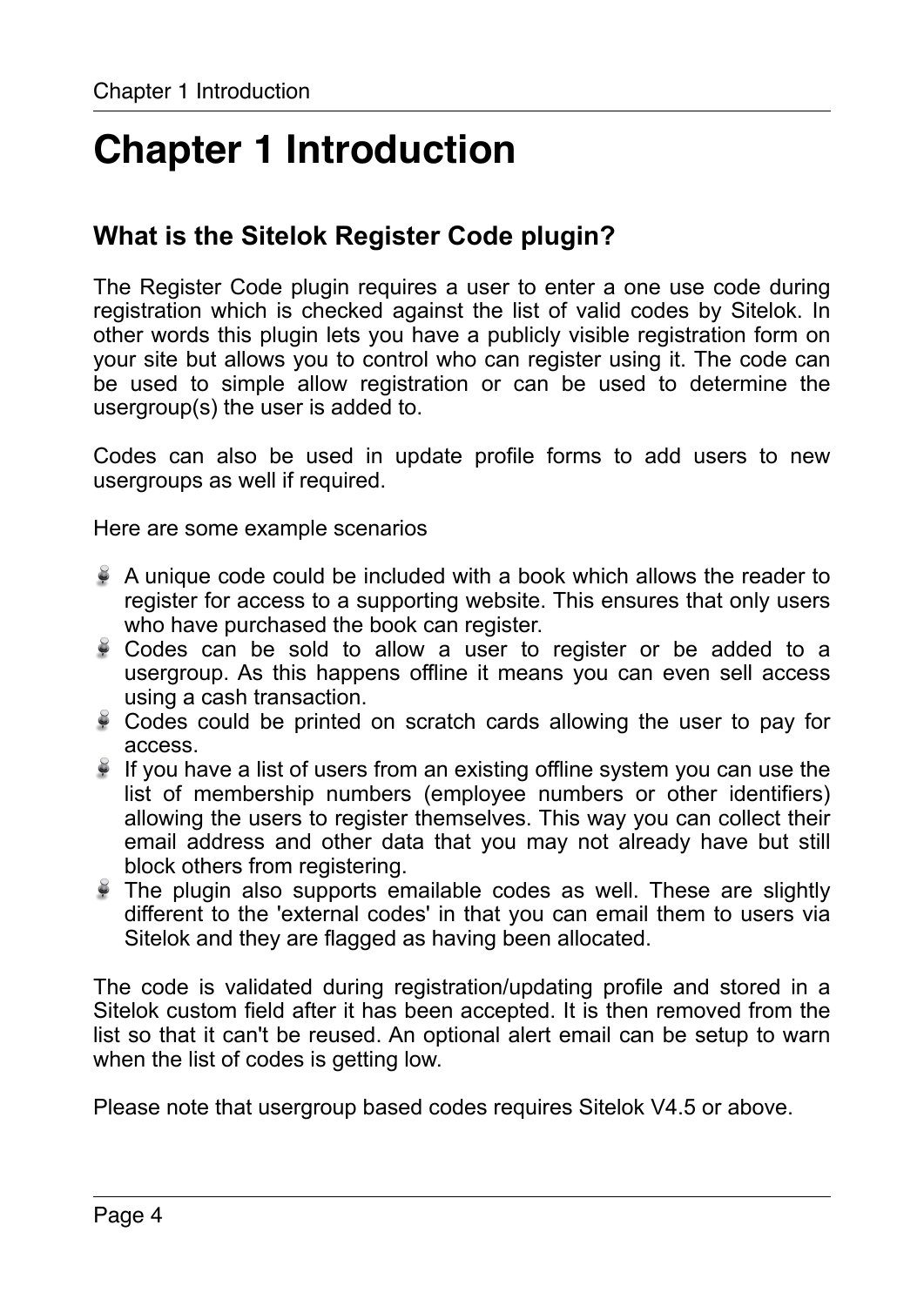# Chapter 1 Introduction

## What is the Sitelok Register Code plugin?

The Register Code plugin requires a user to enter a one use code during registration which is checked against the list of valid codes by Sitelok. In other words this plugin lets you have a publicly visible registration form on your site but allows you to control who can register using it. The code can be used to simple allow registration or can be used to determine the usergroup(s) the user is added to.

Codes can also be used in update profile forms to add users to new usergroups as well if required.

Here are some example scenarios

- A unique code could be included with a book which allows the reader to register for access to a supporting website. This ensures that only users who have purchased the book can register.
- Codes can be sold to allow a user to register or be added to a usergroup. As this happens offline it means you can even sell access using a cash transaction.
- Codes could be printed on scratch cards allowing the user to pay for access.
- If you have a list of users from an existing offline system you can use the list of membership numbers (employee numbers or other identifiers) allowing the users to register themselves. This way you can collect their email address and other data that you may not already have but still block others from registering.
- The plugin also supports emailable codes as well. These are slightly different to the 'external codes' in that you can email them to users via Sitelok and they are flagged as having been allocated.

The code is validated during registration/updating profile and stored in a Sitelok custom field after it has been accepted. It is then removed from the list so that it can't be reused. An optional alert email can be setup to warn when the list of codes is getting low.

Please note that usergroup based codes requires Sitelok V4.5 or above.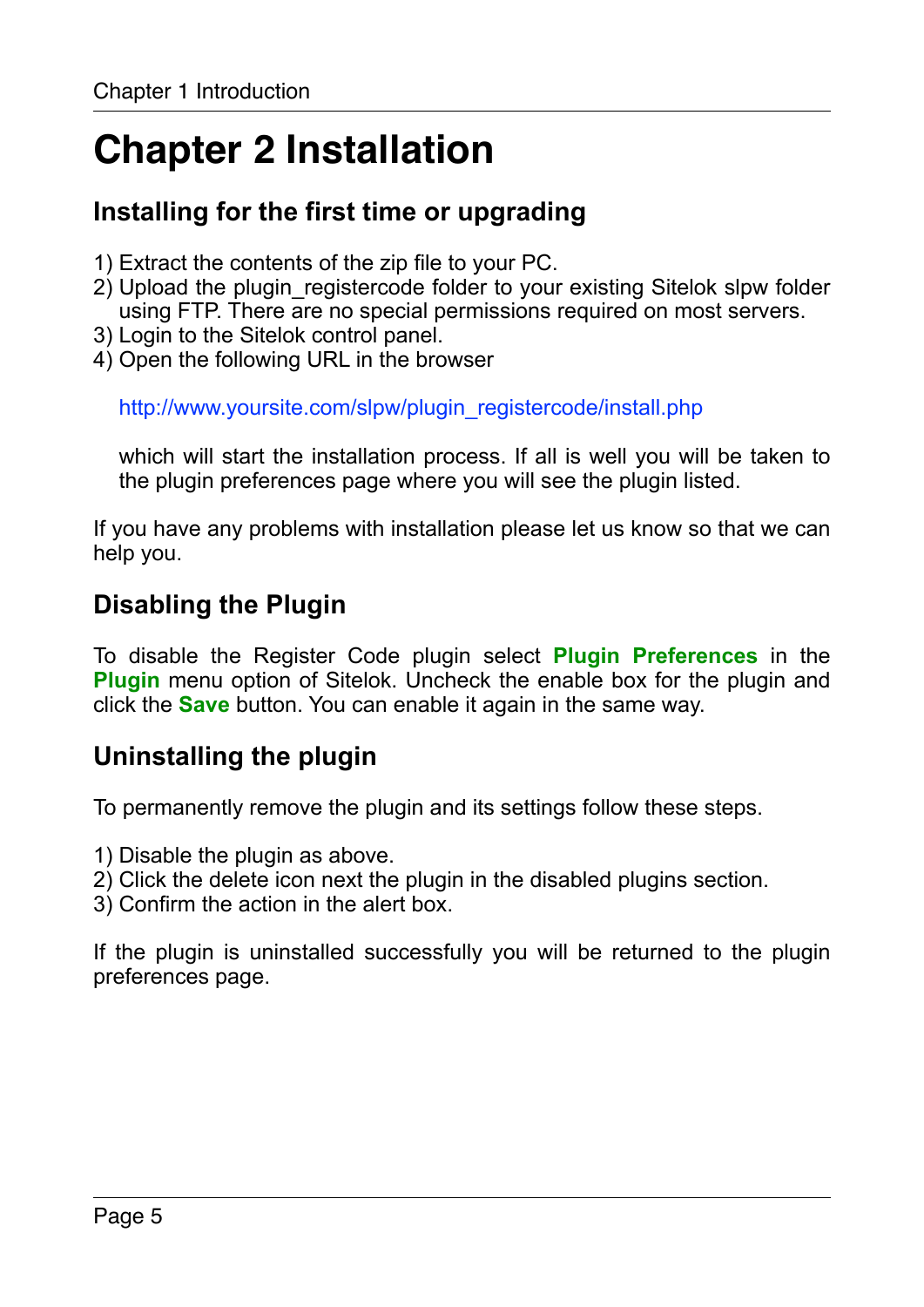# Chapter 2 Installation

## Installing for the first time or upgrading

1) Extract the contents of the zip file to your PC.
2) Upload the plugin_registercode folder to your existing Sitelok slpw folder using FTP. There are no special permissions required on most servers.
3) Login to the Sitelok control panel.
4) Open the following URL in the browser

   http://www.yoursite.com/slpw/plugin_registercode/install.php

   which will start the installation process. If all is well you will be taken to the plugin preferences page where you will see the plugin listed.

If you have any problems with installation please let us know so that we can help you.

## Disabling the Plugin

To disable the Register Code plugin select **Plugin Preferences** in the **Plugin** menu option of Sitelok. Uncheck the enable box for the plugin and click the **Save** button. You can enable it again in the same way.

## Uninstalling the plugin

To permanently remove the plugin and its settings follow these steps.

1) Disable the plugin as above.
2) Click the delete icon next the plugin in the disabled plugins section.
3) Confirm the action in the alert box.

If the plugin is uninstalled successfully you will be returned to the plugin preferences page.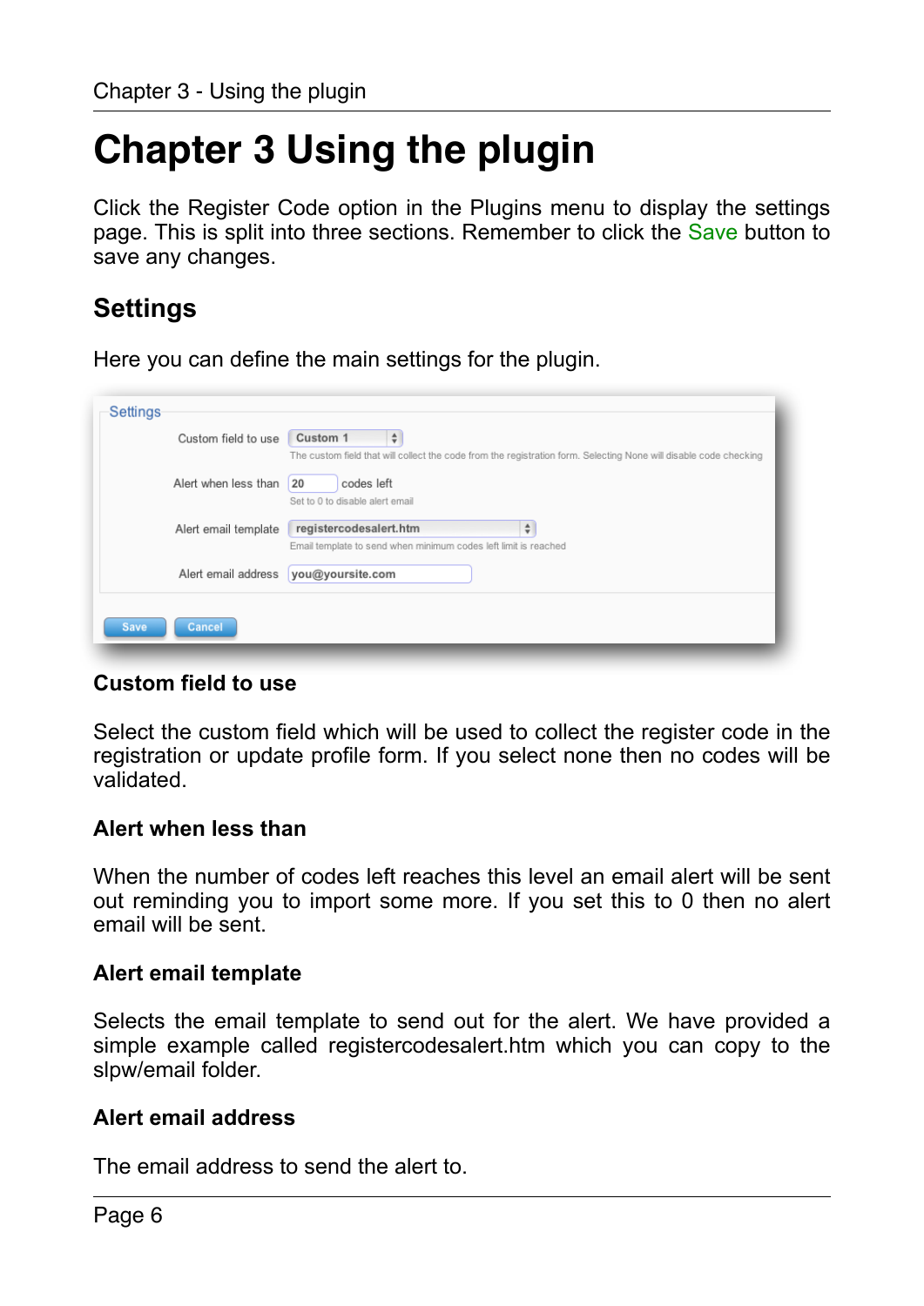# Chapter 3 Using the plugin

Click the Register Code option in the Plugins menu to display the settings page. This is split into three sections. Remember to click the Save button to save any changes.

## Settings

Here you can define the main settings for the plugin.

### Custom field to use

Select the custom field which will be used to collect the register code in the registration or update profile form. If you select none then no codes will be validated.

### Alert when less than

When the number of codes left reaches this level an email alert will be sent out reminding you to import some more. If you set this to 0 then no alert email will be sent.

### Alert email template

Selects the email template to send out for the alert. We have provided a simple example called registercodesalert.htm which you can copy to the slpw/email folder.

### Alert email address

The email address to send the alert to.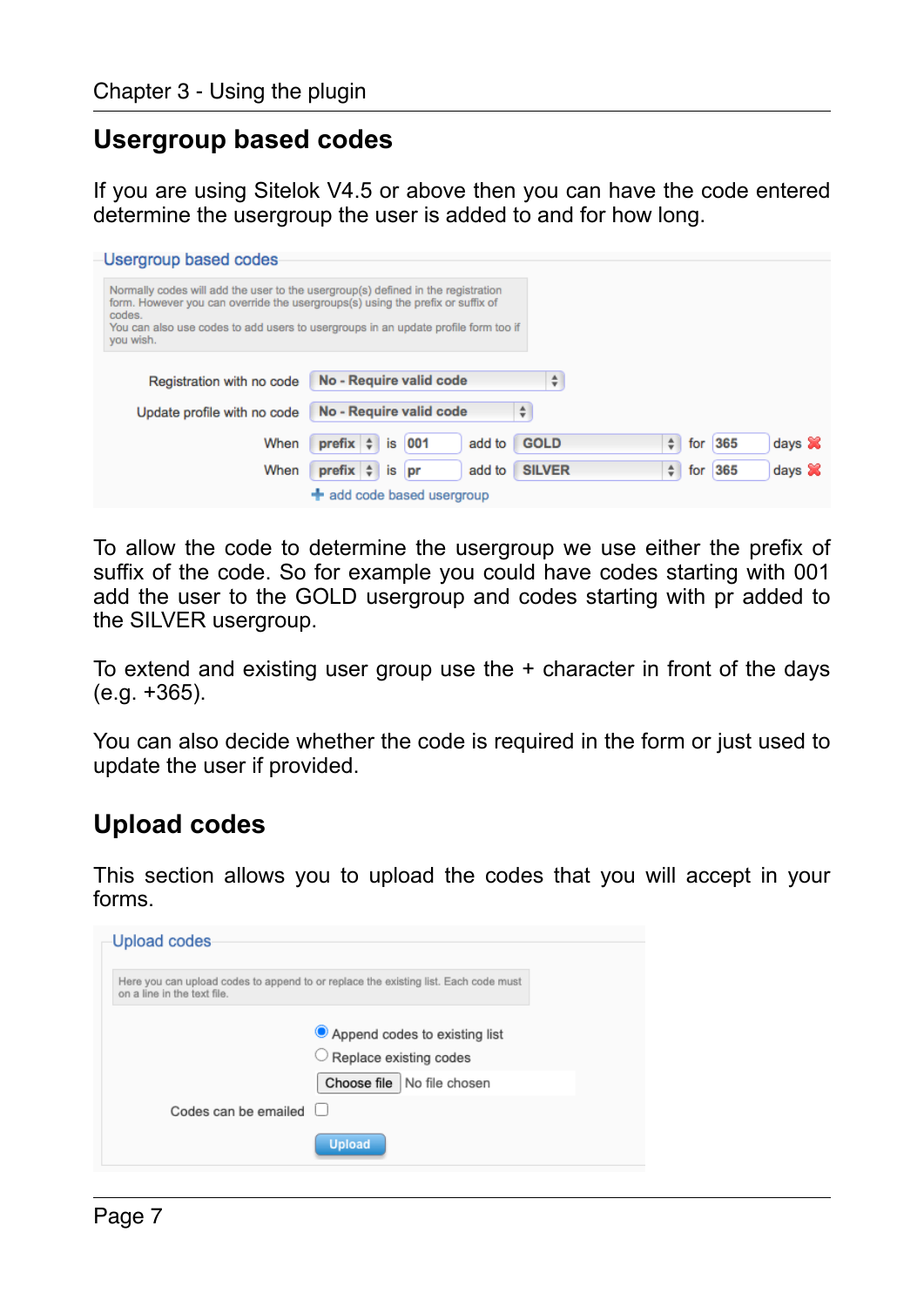## Usergroup based codes

If you are using Sitelok V4.5 or above then you can have the code entered determine the usergroup the user is added to and for how long.

To allow the code to determine the usergroup we use either the prefix of suffix of the code. So for example you could have codes starting with 001 add the user to the GOLD usergroup and codes starting with pr added to the SILVER usergroup.

To extend and existing user group use the + character in front of the days (e.g. +365).

You can also decide whether the code is required in the form or just used to update the user if provided.

## Upload codes

This section allows you to upload the codes that you will accept in your forms.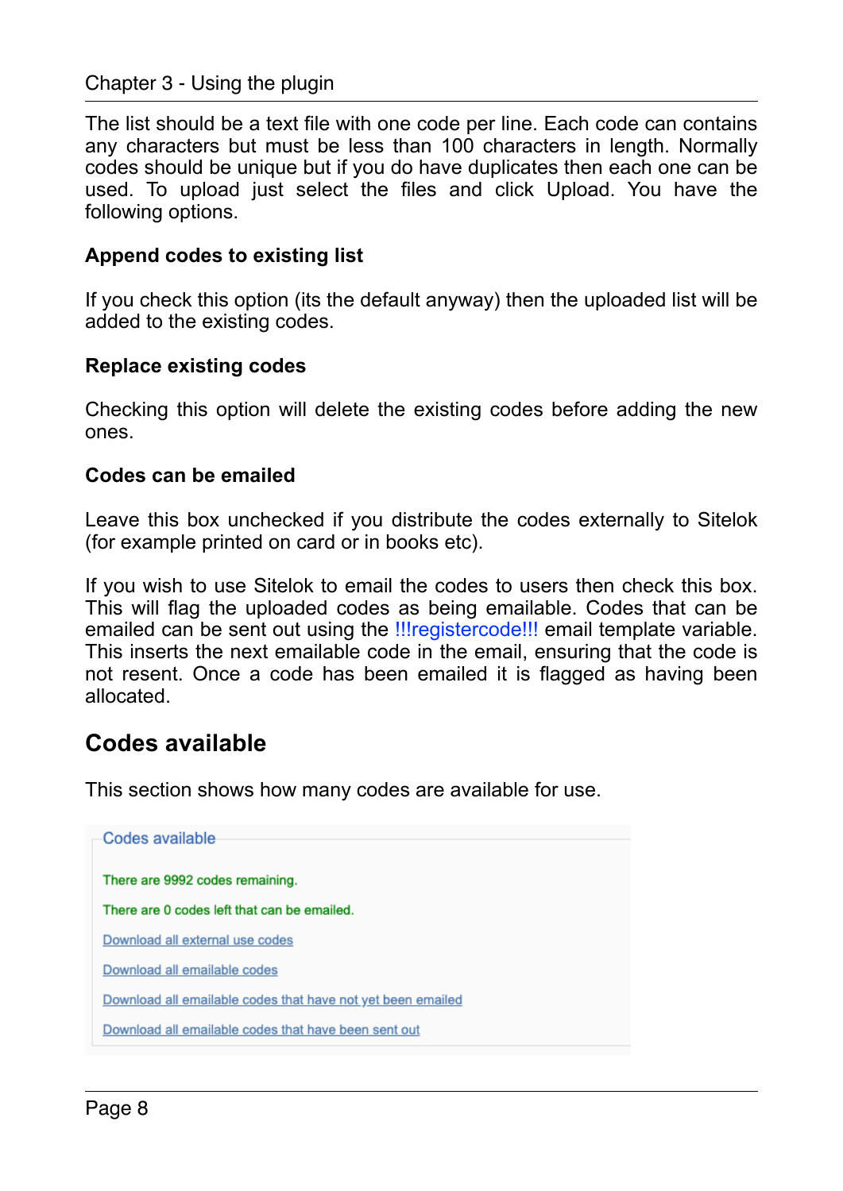The list should be a text file with one code per line. Each code can contains any characters but must be less than 100 characters in length. Normally codes should be unique but if you do have duplicates then each one can be used. To upload just select the files and click Upload. You have the following options.

### Append codes to existing list

If you check this option (its the default anyway) then the uploaded list will be added to the existing codes.

### Replace existing codes

Checking this option will delete the existing codes before adding the new ones.

### Codes can be emailed

Leave this box unchecked if you distribute the codes externally to Sitelok (for example printed on card or in books etc).

If you wish to use Sitelok to email the codes to users then check this box. This will flag the uploaded codes as being emailable. Codes that can be emailed can be sent out using the !!!registercode!!! email template variable. This inserts the next emailable code in the email, ensuring that the code is not resent. Once a code has been emailed it is flagged as having been allocated.

## Codes available

This section shows how many codes are available for use.

Codes available

There are 9992 codes remaining.

There are 0 codes left that can be emailed.

Download all external use codes

Download all emailable codes

Download all emailable codes that have not yet been emailed

Download all emailable codes that have been sent out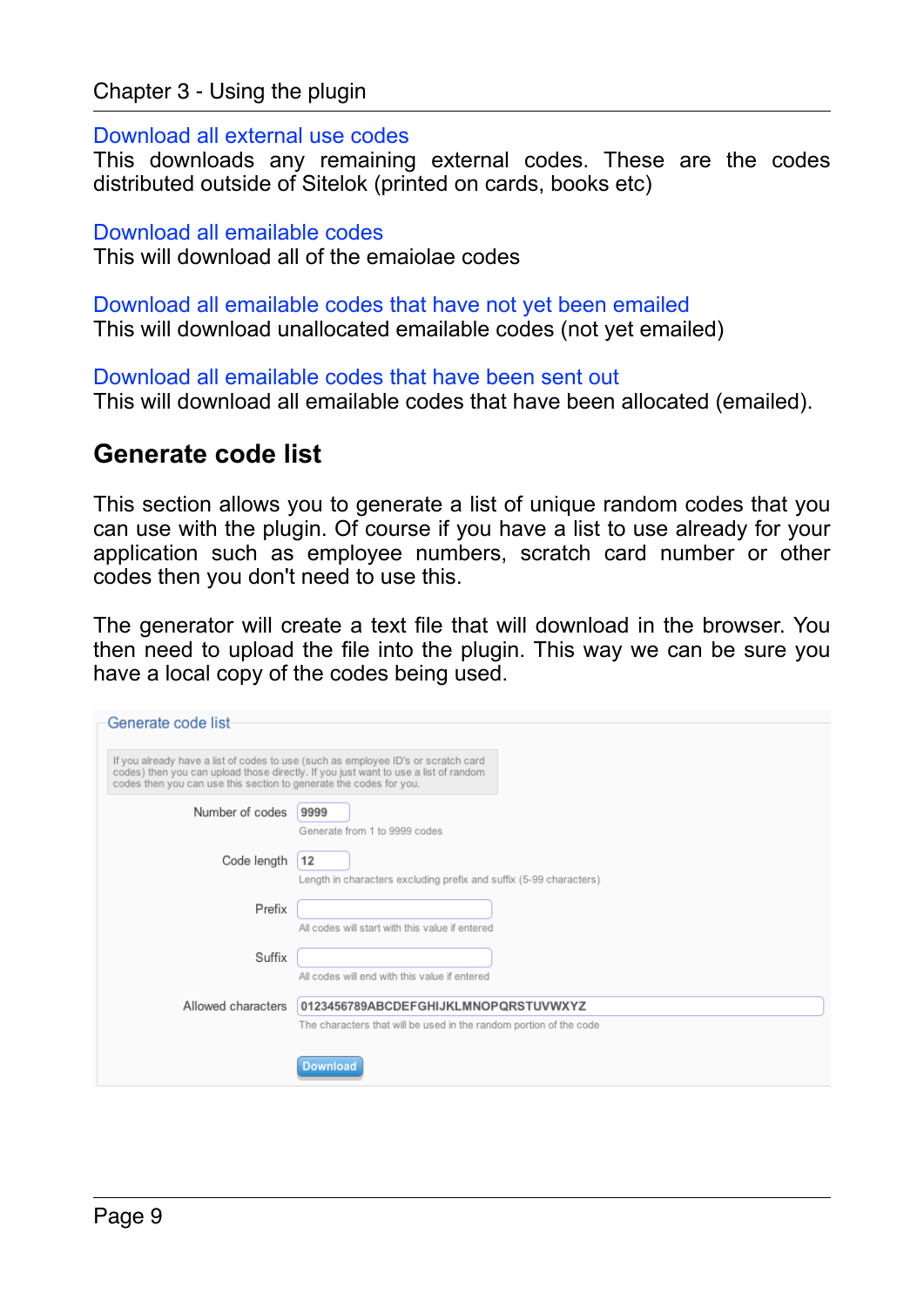**Download all external use codes**
This downloads any remaining external codes. These are the codes distributed outside of Sitelok (printed on cards, books etc)

**Download all emailable codes**
This will download all of the emaiolae codes

**Download all emailable codes that have not yet been emailed**
This will download unallocated emailable codes (not yet emailed)

**Download all emailable codes that have been sent out**
This will download all emailable codes that have been allocated (emailed).

## Generate code list

This section allows you to generate a list of unique random codes that you can use with the plugin. Of course if you have a list to use already for your application such as employee numbers, scratch card number or other codes then you don't need to use this.

The generator will create a text file that will download in the browser. You then need to upload the file into the plugin. This way we can be sure you have a local copy of the codes being used.

Generate code list

If you already have a list of codes to use (such as employee ID's or scratch card codes) then you can upload those directly. If you just want to use a list of random codes then you can use this section to generate the codes for you.

Number of codes: 9999
Generate from 1 to 9999 codes

Code length: 12
Length in characters excluding prefix and suffix (5-99 characters)

Prefix:
All codes will start with this value if entered

Suffix:
All codes will end with this value if entered

Allowed characters: 0123456789ABCDEFGHIJKLMNOPQRSTUVWXYZ
The characters that will be used in the random portion of the code

Download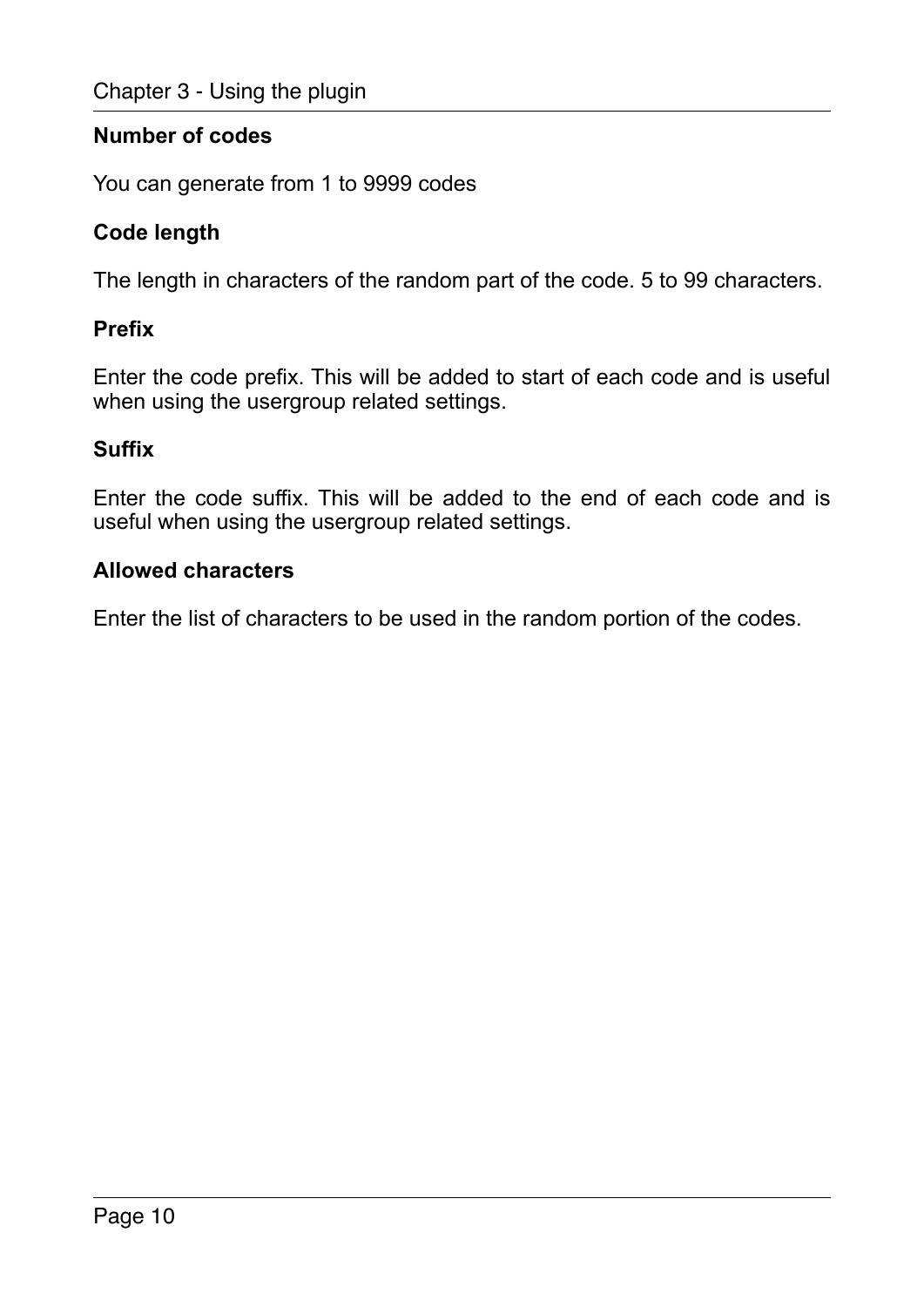### Number of codes

You can generate from 1 to 9999 codes

### Code length

The length in characters of the random part of the code. 5 to 99 characters.

### Prefix

Enter the code prefix. This will be added to start of each code and is useful when using the usergroup related settings.

### Suffix

Enter the code suffix. This will be added to the end of each code and is useful when using the usergroup related settings.

### Allowed characters

Enter the list of characters to be used in the random portion of the codes.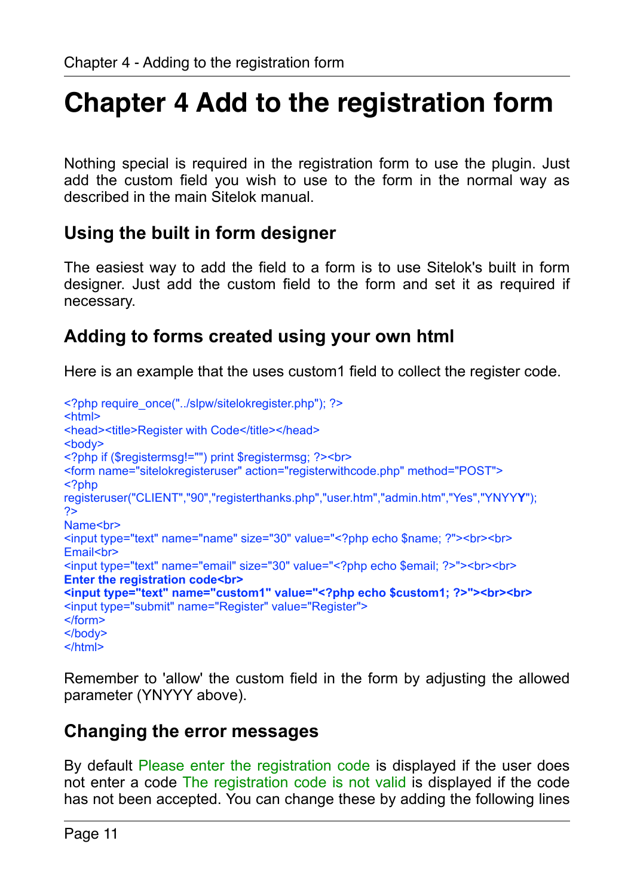# Chapter 4 Add to the registration form

Nothing special is required in the registration form to use the plugin. Just add the custom field you wish to use to the form in the normal way as described in the main Sitelok manual.

## Using the built in form designer

The easiest way to add the field to a form is to use Sitelok's built in form designer. Just add the custom field to the form and set it as required if necessary.

## Adding to forms created using your own html

Here is an example that the uses custom1 field to collect the register code.

```
<?php require_once("../slpw/sitelokregister.php"); ?>
<html>
<head><title>Register with Code</title></head>
<body>
<?php if ($registermsg!="") print $registermsg; ?><br>
<form name="sitelokregisteruser" action="registerwithcode.php" method="POST">
<?php
registeruser("CLIENT","90","registerthanks.php","user.htm","admin.htm","Yes","YNYYY");
?>
Name<br>
<input type="text" name="name" size="30" value="<?php echo $name; ?"><br><br>
Email<br>
<input type="text" name="email" size="30" value="<?php echo $email; ?>"><br><br>
Enter the registration code<br>
<input type="text" name="custom1" value="<?php echo $custom1; ?>"><br><br>
<input type="submit" name="Register" value="Register">
</form>
</body>
</html>
```

Remember to 'allow' the custom field in the form by adjusting the allowed parameter (YNYYY above).

## Changing the error messages

By default Please enter the registration code is displayed if the user does not enter a code The registration code is not valid is displayed if the code has not been accepted. You can change these by adding the following lines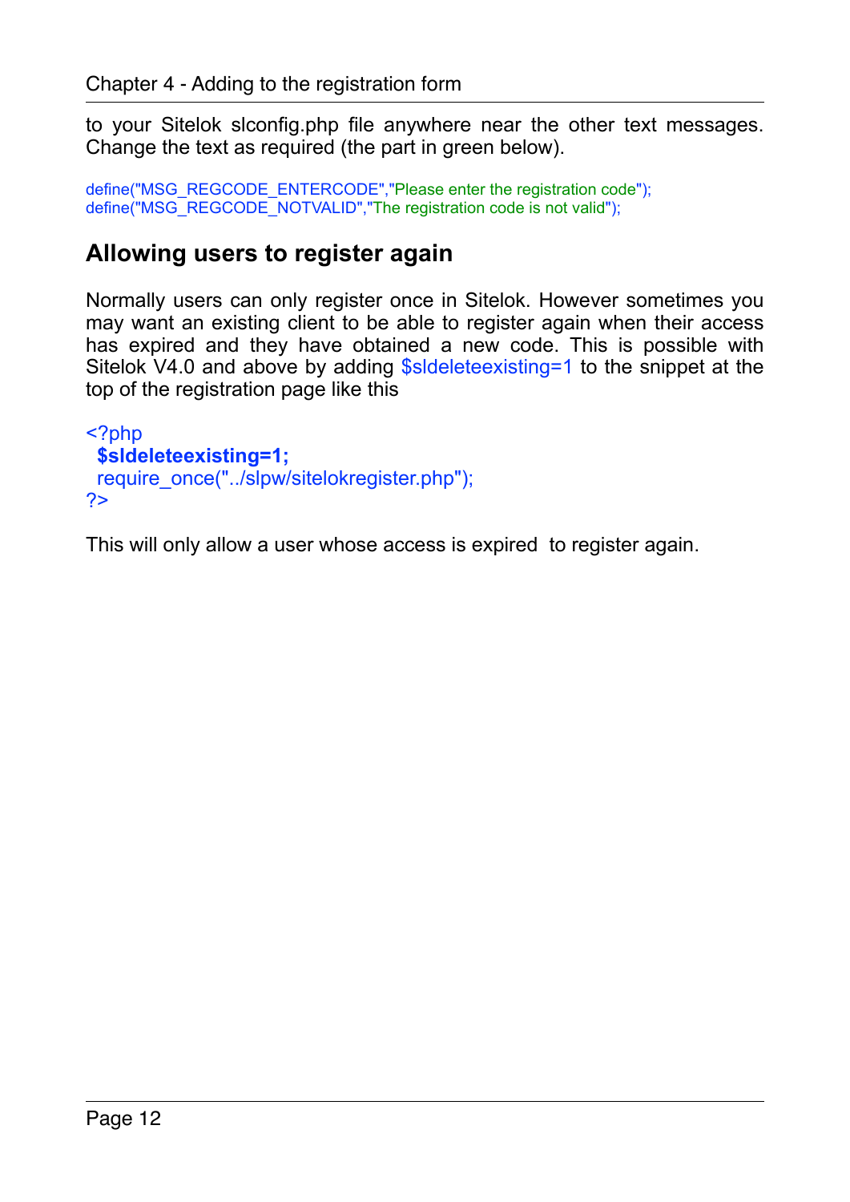to your Sitelok slconfig.php file anywhere near the other text messages. Change the text as required (the part in green below).

```
define("MSG_REGCODE_ENTERCODE","Please enter the registration code");
define("MSG_REGCODE_NOTVALID","The registration code is not valid");
```

## Allowing users to register again

Normally users can only register once in Sitelok. However sometimes you may want an existing client to be able to register again when their access has expired and they have obtained a new code. This is possible with Sitelok V4.0 and above by adding $sldeleteexisting=1 to the snippet at the top of the registration page like this

```
<?php
  $sldeleteexisting=1;
  require_once("../slpw/sitelokregister.php");
?>
```

This will only allow a user whose access is expired  to register again.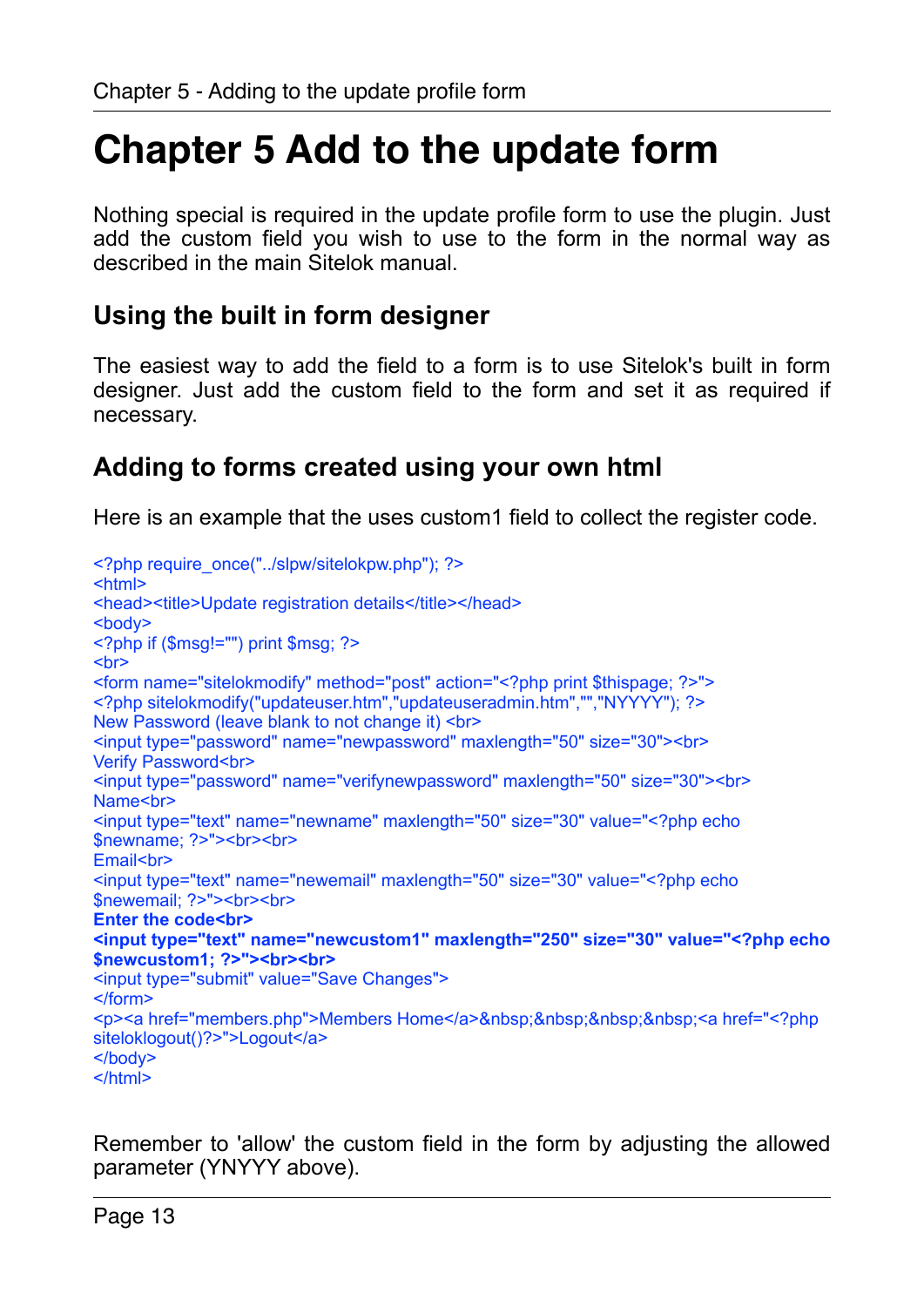# Chapter 5 Add to the update form

Nothing special is required in the update profile form to use the plugin. Just add the custom field you wish to use to the form in the normal way as described in the main Sitelok manual.

## Using the built in form designer

The easiest way to add the field to a form is to use Sitelok's built in form designer. Just add the custom field to the form and set it as required if necessary.

## Adding to forms created using your own html

Here is an example that the uses custom1 field to collect the register code.

```
<?php require_once("../slpw/sitelokpw.php"); ?>
<html>
<head><title>Update registration details</title></head>
<body>
<?php if ($msg!="") print $msg; ?>
<br>
<form name="sitelokmodify" method="post" action="<?php print $thispage; ?>">
<?php sitelokmodify("updateuser.htm","updateuseradmin.htm","","NYYYY"); ?>
New Password (leave blank to not change it) <br>
<input type="password" name="newpassword" maxlength="50" size="30"><br>
Verify Password<br>
<input type="password" name="verifynewpassword" maxlength="50" size="30"><br>
Name<br>
<input type="text" name="newname" maxlength="50" size="30" value="<?php echo
$newname; ?>"><br><br>
Email<br>
<input type="text" name="newemail" maxlength="50" size="30" value="<?php echo
$newemail; ?>"><br><br>
Enter the code<br>
<input type="text" name="newcustom1" maxlength="250" size="30" value="<?php echo
$newcustom1; ?>"><br><br>
<input type="submit" value="Save Changes">
</form>
<p><a href="members.php">Members Home</a>&nbsp;&nbsp;&nbsp;&nbsp;<a href="<?php
siteloklogout()?>">Logout</a>
</body>
</html>
```

Remember to 'allow' the custom field in the form by adjusting the allowed parameter (YNYYY above).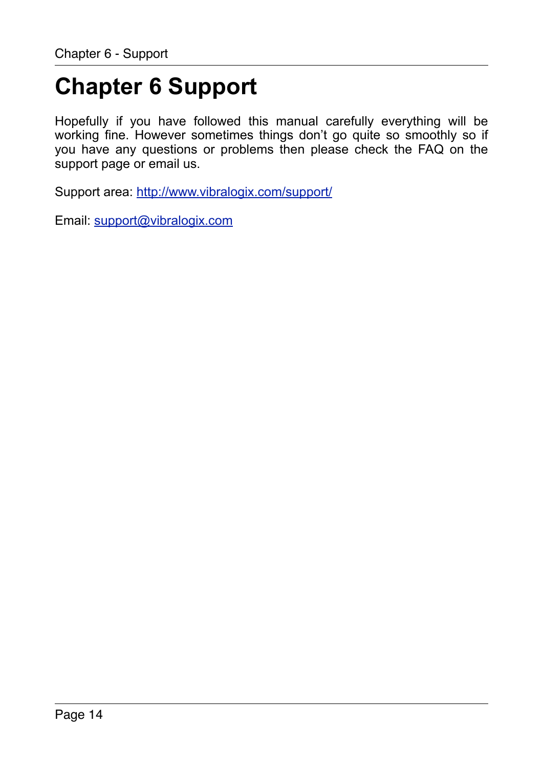# Chapter 6 Support

Hopefully if you have followed this manual carefully everything will be working fine. However sometimes things don't go quite so smoothly so if you have any questions or problems then please check the FAQ on the support page or email us.

Support area: [http://www.vibralogix.com/support/](http://www.vibralogix.com/support/)

Email: [support@vibralogix.com](mailto:support@vibralogix.com)